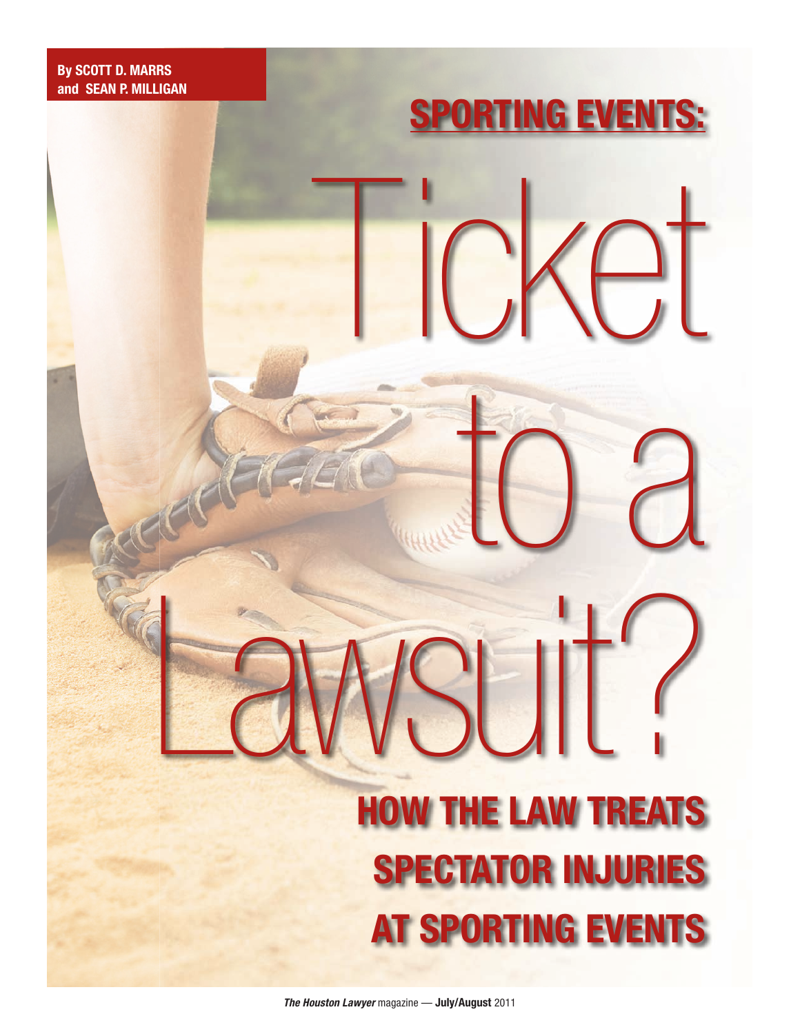**By SCOTT D. MARRS and SEAN P. MILLIGAN**

# SPORTING EVENTS: Ticket to a Lawsuit?

## HOW THE LAW TREATS SPECTATOR INJURIES AT SPORTING EVENTS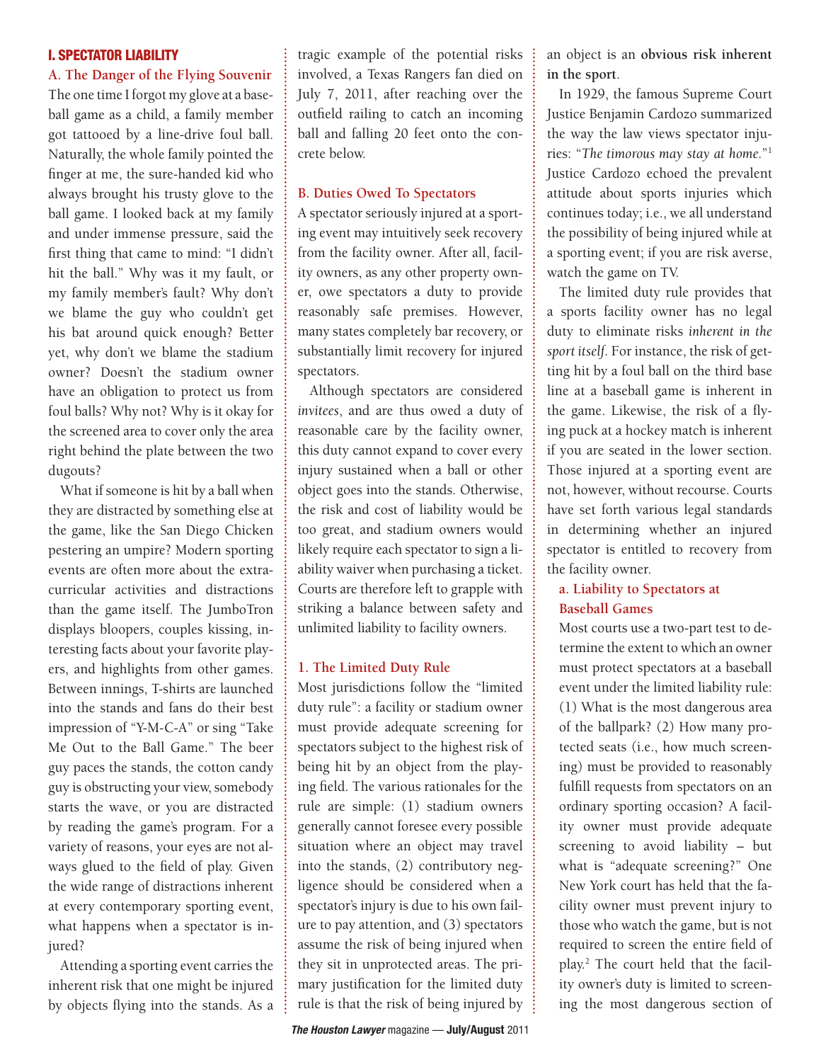## I. SPECTATOR LIABILITY

### A. The Danger of the Flying Souvenir

The one time I forgot my glove at a baseball game as a child, a family member got tattooed by a line-drive foul ball. Naturally, the whole family pointed the finger at me, the sure-handed kid who always brought his trusty glove to the ball game. I looked back at my family and under immense pressure, said the first thing that came to mind: "I didn't hit the ball." Why was it my fault, or my family member's fault? Why don't we blame the guy who couldn't get his bat around quick enough? Better yet, why don't we blame the stadium owner? Doesn't the stadium owner have an obligation to protect us from foul balls? Why not? Why is it okay for the screened area to cover only the area right behind the plate between the two dugouts?

What if someone is hit by a ball when they are distracted by something else at the game, like the San Diego Chicken pestering an umpire? Modern sporting events are often more about the extracurricular activities and distractions than the game itself. The JumboTron displays bloopers, couples kissing, interesting facts about your favorite players, and highlights from other games. Between innings, T-shirts are launched into the stands and fans do their best impression of "Y-M-C-A" or sing "Take Me Out to the Ball Game." The beer guy paces the stands, the cotton candy guy is obstructing your view, somebody starts the wave, or you are distracted by reading the game's program. For a variety of reasons, your eyes are not always glued to the field of play. Given the wide range of distractions inherent at every contemporary sporting event, what happens when a spectator is injured?

Attending a sporting event carries the inherent risk that one might be injured by objects flying into the stands. As a tragic example of the potential risks involved, a Texas Rangers fan died on July 7, 2011, after reaching over the outfield railing to catch an incoming ball and falling 20 feet onto the concrete below.

### B. Duties Owed To Spectators

A spectator seriously injured at a sporting event may intuitively seek recovery from the facility owner. After all, facility owners, as any other property owner, owe spectators a duty to provide reasonably safe premises. However, many states completely bar recovery, or substantially limit recovery for injured spectators.

Although spectators are considered *invitees*, and are thus owed a duty of reasonable care by the facility owner, this duty cannot expand to cover every injury sustained when a ball or other object goes into the stands. Otherwise, the risk and cost of liability would be too great, and stadium owners would likely require each spectator to sign a liability waiver when purchasing a ticket. Courts are therefore left to grapple with striking a balance between safety and unlimited liability to facility owners.

### 1. The Limited Duty Rule

Most jurisdictions follow the "limited duty rule": a facility or stadium owner must provide adequate screening for spectators subject to the highest risk of being hit by an object from the playing field. The various rationales for the rule are simple: (1) stadium owners generally cannot foresee every possible situation where an object may travel into the stands, (2) contributory negligence should be considered when a spectator's injury is due to his own failure to pay attention, and (3) spectators assume the risk of being injured when they sit in unprotected areas. The primary justification for the limited duty rule is that the risk of being injured by an object is an **obvious risk inherent in the sport**.

In 1929, the famous Supreme Court Justice Benjamin Cardozo summarized the way the law views spectator injuries: "*The timorous may stay at home.*"[1] Justice Cardozo echoed the prevalent attitude about sports injuries which continues today; i.e., we all understand the possibility of being injured while at a sporting event; if you are risk averse, watch the game on TV.

The limited duty rule provides that a sports facility owner has no legal duty to eliminate risks *inherent in the sport itself*. For instance, the risk of getting hit by a foul ball on the third base line at a baseball game is inherent in the game. Likewise, the risk of a flying puck at a hockey match is inherent if you are seated in the lower section. Those injured at a sporting event are not, however, without recourse. Courts have set forth various legal standards in determining whether an injured spectator is entitled to recovery from the facility owner.

#### a. Liability to Spectators at Baseball Games

Most courts use a two-part test to determine the extent to which an owner must protect spectators at a baseball event under the limited liability rule: (1) What is the most dangerous area of the ballpark? (2) How many protected seats (i.e., how much screening) must be provided to reasonably fulfill requests from spectators on an ordinary sporting occasion? A facility owner must provide adequate screening to avoid liability – but what is "adequate screening?" One New York court has held that the facility owner must prevent injury to those who watch the game, but is not required to screen the entire field of play.[2] The court held that the facility owner's duty is limited to screening the most dangerous section of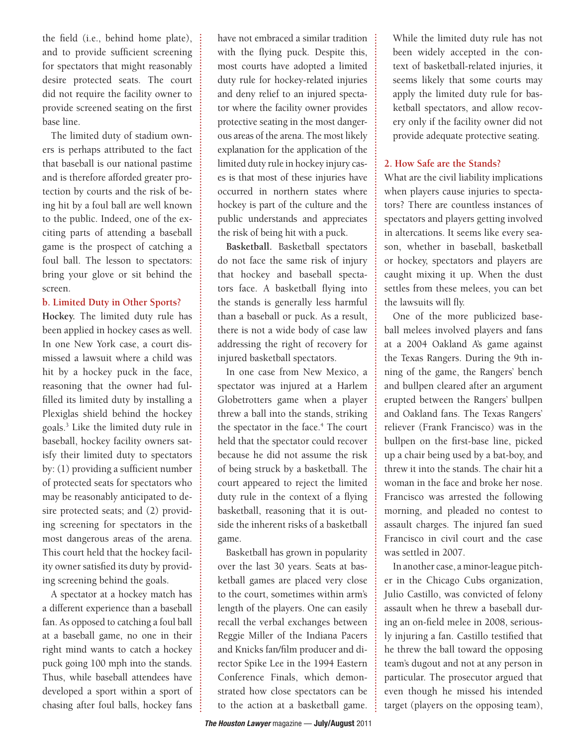the field (i.e., behind home plate), and to provide sufficient screening for spectators that might reasonably desire protected seats. The court did not require the facility owner to provide screened seating on the first base line.

The limited duty of stadium owners is perhaps attributed to the fact that baseball is our national pastime and is therefore afforded greater protection by courts and the risk of being hit by a foul ball are well known to the public. Indeed, one of the exciting parts of attending a baseball game is the prospect of catching a foul ball. The lesson to spectators: bring your glove or sit behind the screen.

### b. Limited Duty in Other Sports?

**Hockey.** The limited duty rule has been applied in hockey cases as well. In one New York case, a court dismissed a lawsuit where a child was hit by a hockey puck in the face, reasoning that the owner had fulfilled its limited duty by installing a Plexiglas shield behind the hockey goals.[3] Like the limited duty rule in baseball, hockey facility owners satisfy their limited duty to spectators by: (1) providing a sufficient number of protected seats for spectators who may be reasonably anticipated to desire protected seats; and (2) providing screening for spectators in the most dangerous areas of the arena. This court held that the hockey facility owner satisfied its duty by providing screening behind the goals.

A spectator at a hockey match has a different experience than a baseball fan. As opposed to catching a foul ball at a baseball game, no one in their right mind wants to catch a hockey puck going 100 mph into the stands. Thus, while baseball attendees have developed a sport within a sport of chasing after foul balls, hockey fans have not embraced a similar tradition with the flying puck. Despite this, most courts have adopted a limited duty rule for hockey-related injuries and deny relief to an injured spectator where the facility owner provides protective seating in the most dangerous areas of the arena. The most likely explanation for the application of the limited duty rule in hockey injury cases is that most of these injuries have occurred in northern states where hockey is part of the culture and the public understands and appreciates the risk of being hit with a puck.

**Basketball.** Basketball spectators do not face the same risk of injury that hockey and baseball spectators face. A basketball flying into the stands is generally less harmful than a baseball or puck. As a result, there is not a wide body of case law addressing the right of recovery for injured basketball spectators.

In one case from New Mexico, a spectator was injured at a Harlem Globetrotters game when a player threw a ball into the stands, striking the spectator in the face.[4] The court held that the spectator could recover because he did not assume the risk of being struck by a basketball. The court appeared to reject the limited duty rule in the context of a flying basketball, reasoning that it is outside the inherent risks of a basketball game.

Basketball has grown in popularity over the last 30 years. Seats at basketball games are placed very close to the court, sometimes within arm's length of the players. One can easily recall the verbal exchanges between Reggie Miller of the Indiana Pacers and Knicks fan/film producer and director Spike Lee in the 1994 Eastern Conference Finals, which demonstrated how close spectators can be to the action at a basketball game.

While the limited duty rule has not been widely accepted in the context of basketball-related injuries, it seems likely that some courts may apply the limited duty rule for basketball spectators, and allow recovery only if the facility owner did not provide adequate protective seating.

## 2. How Safe are the Stands?

What are the civil liability implications when players cause injuries to spectators? There are countless instances of spectators and players getting involved in altercations. It seems like every season, whether in baseball, basketball or hockey, spectators and players are caught mixing it up. When the dust settles from these melees, you can bet the lawsuits will fly.

One of the more publicized baseball melees involved players and fans at a 2004 Oakland A's game against the Texas Rangers. During the 9th inning of the game, the Rangers' bench and bullpen cleared after an argument erupted between the Rangers' bullpen and Oakland fans. The Texas Rangers' reliever (Frank Francisco) was in the bullpen on the first-base line, picked up a chair being used by a bat-boy, and threw it into the stands. The chair hit a woman in the face and broke her nose. Francisco was arrested the following morning, and pleaded no contest to assault charges. The injured fan sued Francisco in civil court and the case was settled in 2007.

In another case, a minor-league pitcher in the Chicago Cubs organization, Julio Castillo, was convicted of felony assault when he threw a baseball during an on-field melee in 2008, seriously injuring a fan. Castillo testified that he threw the ball toward the opposing team's dugout and not at any person in particular. The prosecutor argued that even though he missed his intended target (players on the opposing team),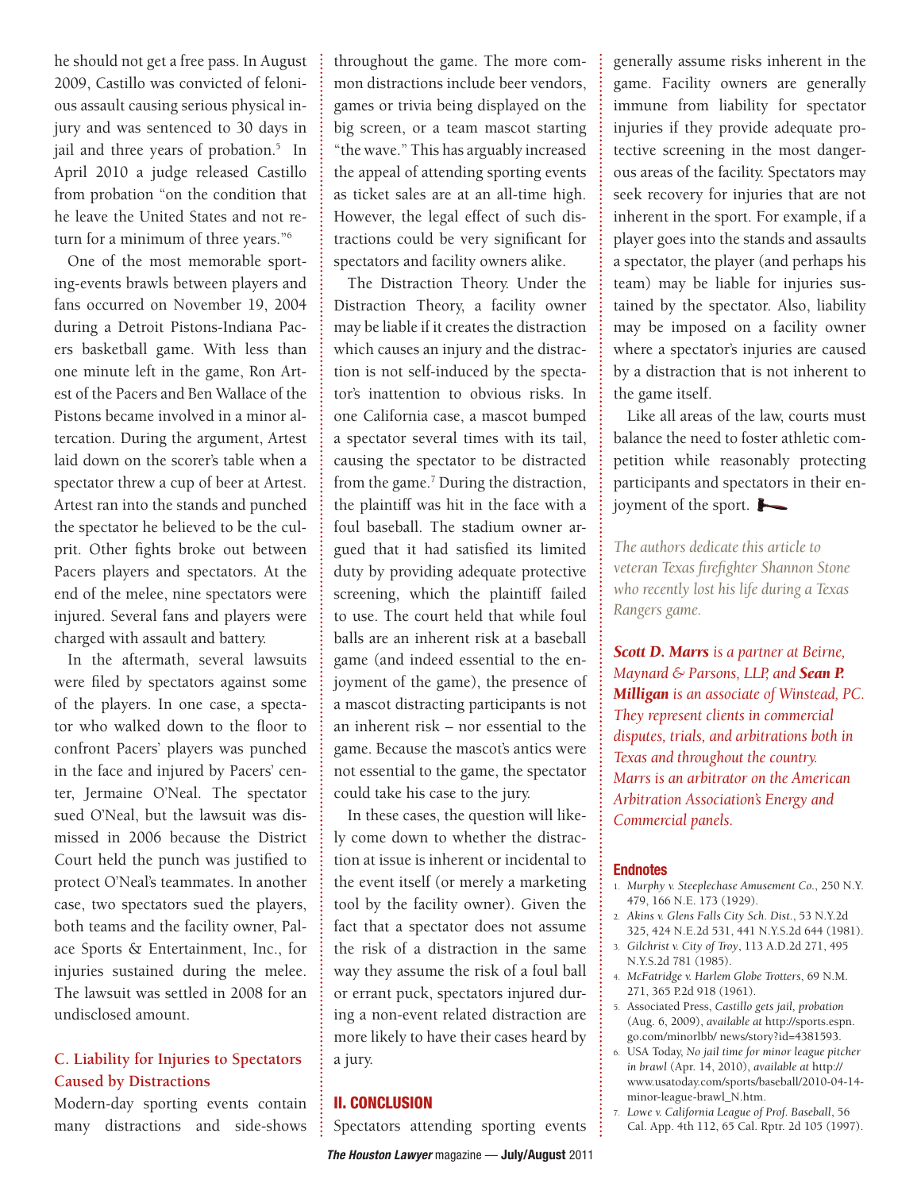he should not get a free pass. In August 2009, Castillo was convicted of felonious assault causing serious physical injury and was sentenced to 30 days in jail and three years of probation.[5] In April 2010 a judge released Castillo from probation "on the condition that he leave the United States and not return for a minimum of three years."[6]

One of the most memorable sporting-events brawls between players and fans occurred on November 19, 2004 during a Detroit Pistons-Indiana Pacers basketball game. With less than one minute left in the game, Ron Artest of the Pacers and Ben Wallace of the Pistons became involved in a minor altercation. During the argument, Artest laid down on the scorer's table when a spectator threw a cup of beer at Artest. Artest ran into the stands and punched the spectator he believed to be the culprit. Other fights broke out between Pacers players and spectators. At the end of the melee, nine spectators were injured. Several fans and players were charged with assault and battery.

In the aftermath, several lawsuits were filed by spectators against some of the players. In one case, a spectator who walked down to the floor to confront Pacers' players was punched in the face and injured by Pacers' center, Jermaine O'Neal. The spectator sued O'Neal, but the lawsuit was dismissed in 2006 because the District Court held the punch was justified to protect O'Neal's teammates. In another case, two spectators sued the players, both teams and the facility owner, Palace Sports & Entertainment, Inc., for injuries sustained during the melee. The lawsuit was settled in 2008 for an undisclosed amount.

### C. Liability for Injuries to Spectators Caused by Distractions

Modern-day sporting events contain many distractions and side-shows throughout the game. The more common distractions include beer vendors, games or trivia being displayed on the big screen, or a team mascot starting "the wave." This has arguably increased the appeal of attending sporting events as ticket sales are at an all-time high. However, the legal effect of such distractions could be very significant for spectators and facility owners alike.

The Distraction Theory. Under the Distraction Theory, a facility owner may be liable if it creates the distraction which causes an injury and the distraction is not self-induced by the spectator's inattention to obvious risks. In one California case, a mascot bumped a spectator several times with its tail, causing the spectator to be distracted from the game.[7] During the distraction, the plaintiff was hit in the face with a foul baseball. The stadium owner argued that it had satisfied its limited duty by providing adequate protective screening, which the plaintiff failed to use. The court held that while foul balls are an inherent risk at a baseball game (and indeed essential to the enjoyment of the game), the presence of a mascot distracting participants is not an inherent risk – nor essential to the game. Because the mascot's antics were not essential to the game, the spectator could take his case to the jury.

In these cases, the question will likely come down to whether the distraction at issue is inherent or incidental to the event itself (or merely a marketing tool by the facility owner). Given the fact that a spectator does not assume the risk of a distraction in the same way they assume the risk of a foul ball or errant puck, spectators injured during a non-event related distraction are more likely to have their cases heard by a jury.

## II. CONCLUSION

Spectators attending sporting events generally assume risks inherent in the game. Facility owners are generally immune from liability for spectator injuries if they provide adequate protective screening in the most dangerous areas of the facility. Spectators may seek recovery for injuries that are not inherent in the sport. For example, if a player goes into the stands and assaults a spectator, the player (and perhaps his team) may be liable for injuries sustained by the spectator. Also, liability may be imposed on a facility owner where a spectator's injuries are caused by a distraction that is not inherent to the game itself.

Like all areas of the law, courts must balance the need to foster athletic competition while reasonably protecting participants and spectators in their enjoyment of the sport.

*The authors dedicate this article to veteran Texas firefighter Shannon Stone who recently lost his life during a Texas Rangers game.*

***Scott D. Marrs*** *is a partner at Beirne, Maynard & Parsons, LLP, and* ***Sean P. Milligan*** *is an associate of Winstead, PC. They represent clients in commercial disputes, trials, and arbitrations both in Texas and throughout the country. Marrs is an arbitrator on the American Arbitration Association's Energy and Commercial panels.*

#### Endnotes

1. *Murphy v. Steeplechase Amusement Co*., 250 N.Y. 479, 166 N.E. 173 (1929).
2. *Akins v. Glens Falls City Sch. Dist*., 53 N.Y.2d 325, 424 N.E.2d 531, 441 N.Y.S.2d 644 (1981).
3. *Gilchrist v. City of Troy*, 113 A.D.2d 271, 495 N.Y.S.2d 781 (1985).
4. *McFatridge v. Harlem Globe Trotters*, 69 N.M. 271, 365 P.2d 918 (1961).
5. Associated Press, *Castillo gets jail, probation* (Aug. 6, 2009), *available at* http://sports.espn.go.com/minorlbb/ news/story?id=4381593.
6. USA Today, *No jail time for minor league pitcher in brawl* (Apr. 14, 2010), *available at* http://www.usatoday.com/sports/baseball/2010-04-14-minor-league-brawl_N.htm.
7. *Lowe v. California League of Prof. Baseball*, 56 Cal. App. 4th 112, 65 Cal. Rptr. 2d 105 (1997).